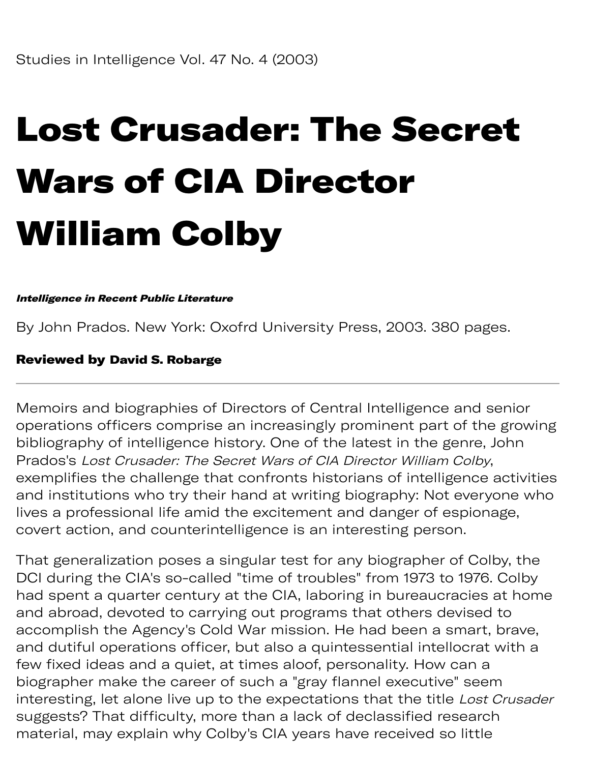Studies in Intelligence Vol. 47 No. 4 (2003)

# Lost Crusader: The Secret Wars of CIA Director William Colby

***Intelligence in Recent Public Literature***

By John Prados. New York: Oxofrd University Press, 2003. 380 pages.

**Reviewed by David S. Robarge**

---

Memoirs and biographies of Directors of Central Intelligence and senior operations officers comprise an increasingly prominent part of the growing bibliography of intelligence history. One of the latest in the genre, John Prados's *Lost Crusader: The Secret Wars of CIA Director William Colby*, exemplifies the challenge that confronts historians of intelligence activities and institutions who try their hand at writing biography: Not everyone who lives a professional life amid the excitement and danger of espionage, covert action, and counterintelligence is an interesting person.

That generalization poses a singular test for any biographer of Colby, the DCI during the CIA's so-called "time of troubles" from 1973 to 1976. Colby had spent a quarter century at the CIA, laboring in bureaucracies at home and abroad, devoted to carrying out programs that others devised to accomplish the Agency's Cold War mission. He had been a smart, brave, and dutiful operations officer, but also a quintessential intellocrat with a few fixed ideas and a quiet, at times aloof, personality. How can a biographer make the career of such a "gray flannel executive" seem interesting, let alone live up to the expectations that the title *Lost Crusader* suggests? That difficulty, more than a lack of declassified research material, may explain why Colby's CIA years have received so little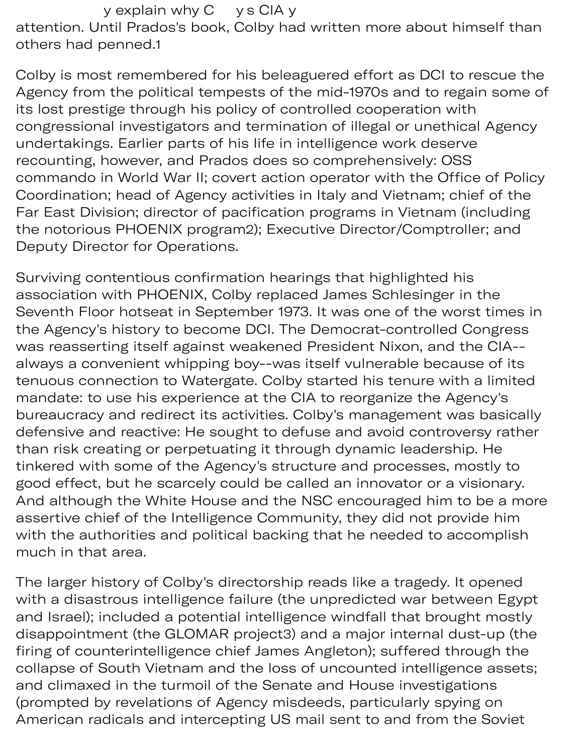attention. Until Prados's book, Colby had written more about himself than others had penned.1

Colby is most remembered for his beleaguered effort as DCI to rescue the Agency from the political tempests of the mid-1970s and to regain some of its lost prestige through his policy of controlled cooperation with congressional investigators and termination of illegal or unethical Agency undertakings. Earlier parts of his life in intelligence work deserve recounting, however, and Prados does so comprehensively: OSS commando in World War II; covert action operator with the Office of Policy Coordination; head of Agency activities in Italy and Vietnam; chief of the Far East Division; director of pacification programs in Vietnam (including the notorious PHOENIX program2); Executive Director/Comptroller; and Deputy Director for Operations.

Surviving contentious confirmation hearings that highlighted his association with PHOENIX, Colby replaced James Schlesinger in the Seventh Floor hotseat in September 1973. It was one of the worst times in the Agency's history to become DCI. The Democrat-controlled Congress was reasserting itself against weakened President Nixon, and the CIA--always a convenient whipping boy--was itself vulnerable because of its tenuous connection to Watergate. Colby started his tenure with a limited mandate: to use his experience at the CIA to reorganize the Agency's bureaucracy and redirect its activities. Colby's management was basically defensive and reactive: He sought to defuse and avoid controversy rather than risk creating or perpetuating it through dynamic leadership. He tinkered with some of the Agency's structure and processes, mostly to good effect, but he scarcely could be called an innovator or a visionary. And although the White House and the NSC encouraged him to be a more assertive chief of the Intelligence Community, they did not provide him with the authorities and political backing that he needed to accomplish much in that area.

The larger history of Colby's directorship reads like a tragedy. It opened with a disastrous intelligence failure (the unpredicted war between Egypt and Israel); included a potential intelligence windfall that brought mostly disappointment (the GLOMAR project3) and a major internal dust-up (the firing of counterintelligence chief James Angleton); suffered through the collapse of South Vietnam and the loss of uncounted intelligence assets; and climaxed in the turmoil of the Senate and House investigations (prompted by revelations of Agency misdeeds, particularly spying on American radicals and intercepting US mail sent to and from the Soviet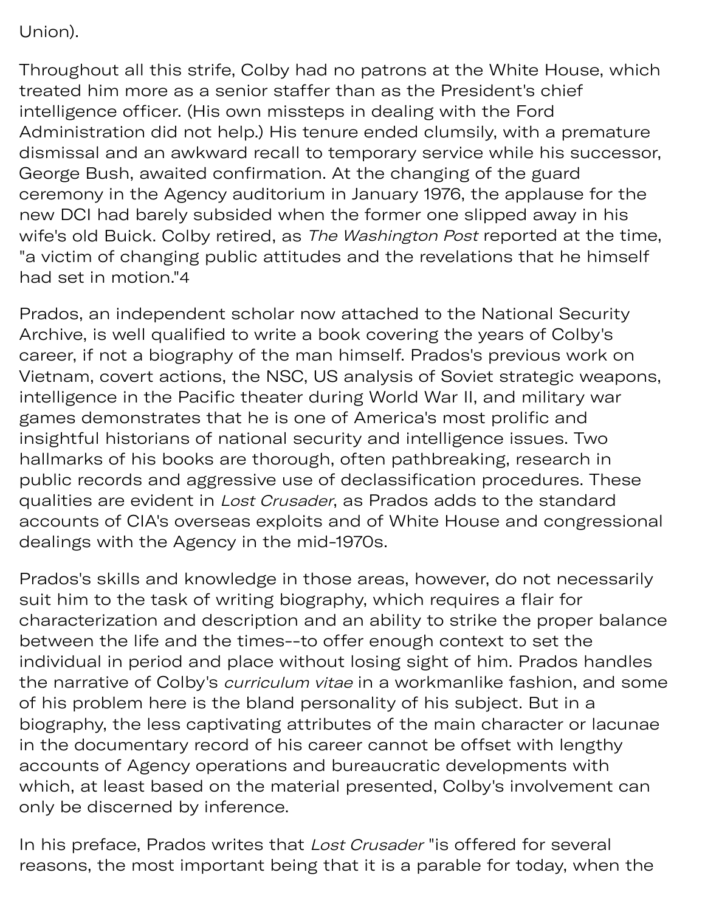Union).

Throughout all this strife, Colby had no patrons at the White House, which treated him more as a senior staffer than as the President's chief intelligence officer. (His own missteps in dealing with the Ford Administration did not help.) His tenure ended clumsily, with a premature dismissal and an awkward recall to temporary service while his successor, George Bush, awaited confirmation. At the changing of the guard ceremony in the Agency auditorium in January 1976, the applause for the new DCI had barely subsided when the former one slipped away in his wife's old Buick. Colby retired, as *The Washington Post* reported at the time, "a victim of changing public attitudes and the revelations that he himself had set in motion."[4]

Prados, an independent scholar now attached to the National Security Archive, is well qualified to write a book covering the years of Colby's career, if not a biography of the man himself. Prados's previous work on Vietnam, covert actions, the NSC, US analysis of Soviet strategic weapons, intelligence in the Pacific theater during World War II, and military war games demonstrates that he is one of America's most prolific and insightful historians of national security and intelligence issues. Two hallmarks of his books are thorough, often pathbreaking, research in public records and aggressive use of declassification procedures. These qualities are evident in *Lost Crusader*, as Prados adds to the standard accounts of CIA's overseas exploits and of White House and congressional dealings with the Agency in the mid-1970s.

Prados's skills and knowledge in those areas, however, do not necessarily suit him to the task of writing biography, which requires a flair for characterization and description and an ability to strike the proper balance between the life and the times--to offer enough context to set the individual in period and place without losing sight of him. Prados handles the narrative of Colby's *curriculum vitae* in a workmanlike fashion, and some of his problem here is the bland personality of his subject. But in a biography, the less captivating attributes of the main character or lacunae in the documentary record of his career cannot be offset with lengthy accounts of Agency operations and bureaucratic developments with which, at least based on the material presented, Colby's involvement can only be discerned by inference.

In his preface, Prados writes that *Lost Crusader* "is offered for several reasons, the most important being that it is a parable for today, when the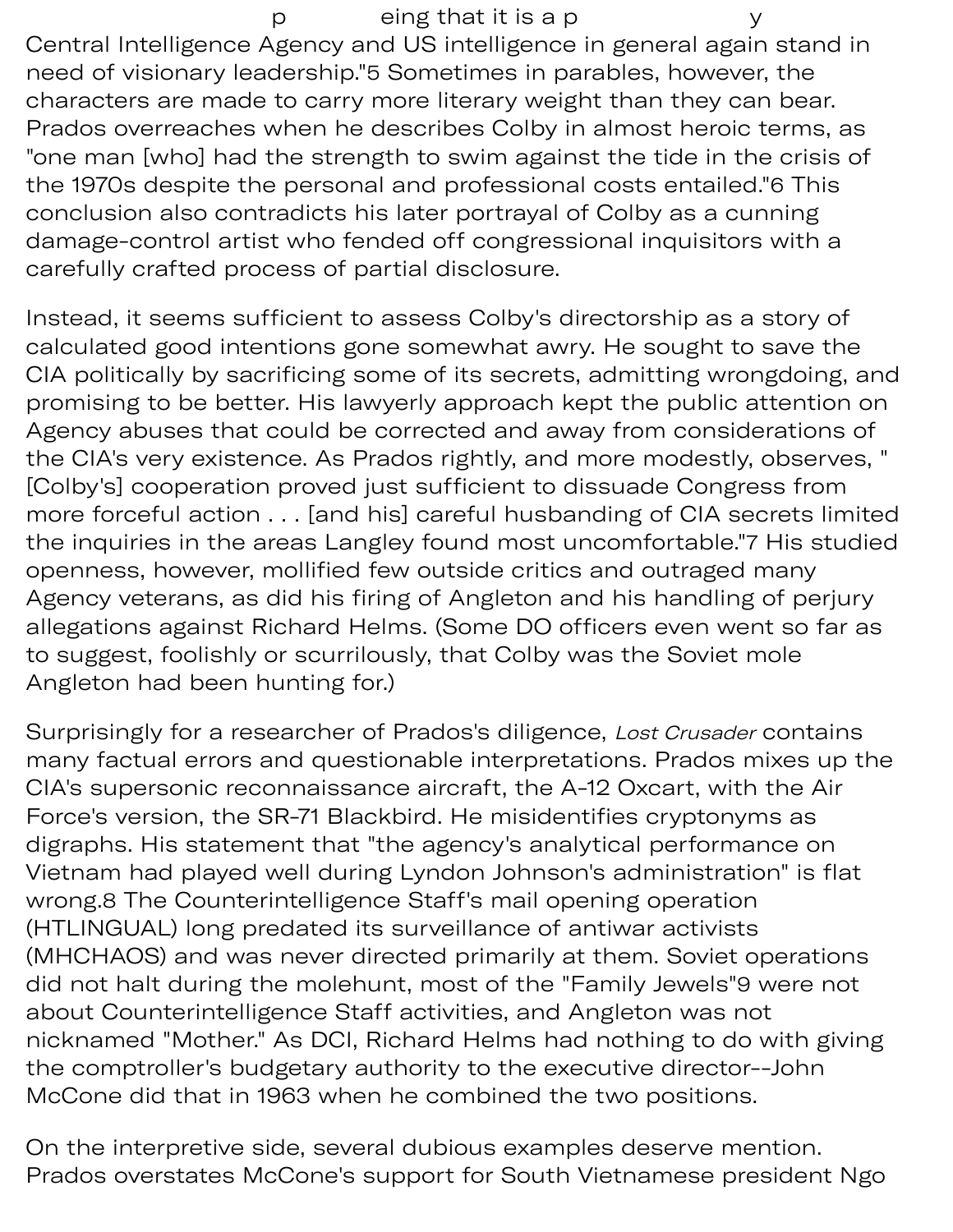Central Intelligence Agency and US intelligence in general again stand in need of visionary leadership."[5] Sometimes in parables, however, the characters are made to carry more literary weight than they can bear. Prados overreaches when he describes Colby in almost heroic terms, as "one man [who] had the strength to swim against the tide in the crisis of the 1970s despite the personal and professional costs entailed."[6] This conclusion also contradicts his later portrayal of Colby as a cunning damage-control artist who fended off congressional inquisitors with a carefully crafted process of partial disclosure.

Instead, it seems sufficient to assess Colby's directorship as a story of calculated good intentions gone somewhat awry. He sought to save the CIA politically by sacrificing some of its secrets, admitting wrongdoing, and promising to be better. His lawyerly approach kept the public attention on Agency abuses that could be corrected and away from considerations of the CIA's very existence. As Prados rightly, and more modestly, observes, "[Colby's] cooperation proved just sufficient to dissuade Congress from more forceful action . . . [and his] careful husbanding of CIA secrets limited the inquiries in the areas Langley found most uncomfortable."[7] His studied openness, however, mollified few outside critics and outraged many Agency veterans, as did his firing of Angleton and his handling of perjury allegations against Richard Helms. (Some DO officers even went so far as to suggest, foolishly or scurrilously, that Colby was the Soviet mole Angleton had been hunting for.)

Surprisingly for a researcher of Prados's diligence, *Lost Crusader* contains many factual errors and questionable interpretations. Prados mixes up the CIA's supersonic reconnaissance aircraft, the A-12 Oxcart, with the Air Force's version, the SR-71 Blackbird. He misidentifies cryptonyms as digraphs. His statement that "the agency's analytical performance on Vietnam had played well during Lyndon Johnson's administration" is flat wrong.[8] The Counterintelligence Staff's mail opening operation (HTLINGUAL) long predated its surveillance of antiwar activists (MHCHAOS) and was never directed primarily at them. Soviet operations did not halt during the molehunt, most of the "Family Jewels"[9] were not about Counterintelligence Staff activities, and Angleton was not nicknamed "Mother." As DCI, Richard Helms had nothing to do with giving the comptroller's budgetary authority to the executive director--John McCone did that in 1963 when he combined the two positions.

On the interpretive side, several dubious examples deserve mention. Prados overstates McCone's support for South Vietnamese president Ngo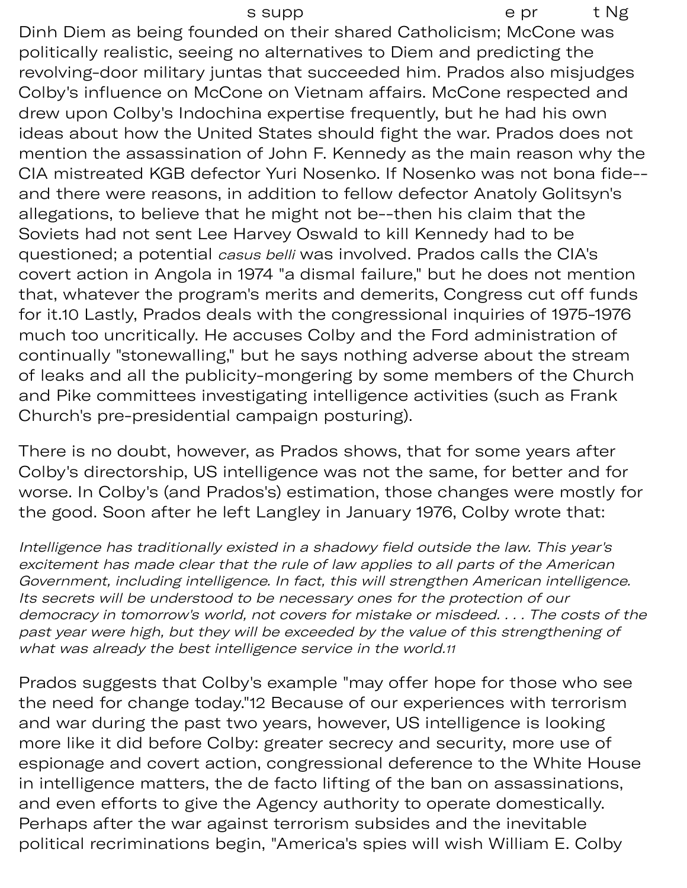Dinh Diem as being founded on their shared Catholicism; McCone was politically realistic, seeing no alternatives to Diem and predicting the revolving-door military juntas that succeeded him. Prados also misjudges Colby's influence on McCone on Vietnam affairs. McCone respected and drew upon Colby's Indochina expertise frequently, but he had his own ideas about how the United States should fight the war. Prados does not mention the assassination of John F. Kennedy as the main reason why the CIA mistreated KGB defector Yuri Nosenko. If Nosenko was not bona fide--and there were reasons, in addition to fellow defector Anatoly Golitsyn's allegations, to believe that he might not be--then his claim that the Soviets had not sent Lee Harvey Oswald to kill Kennedy had to be questioned; a potential *casus belli* was involved. Prados calls the CIA's covert action in Angola in 1974 "a dismal failure," but he does not mention that, whatever the program's merits and demerits, Congress cut off funds for it.[10] Lastly, Prados deals with the congressional inquiries of 1975-1976 much too uncritically. He accuses Colby and the Ford administration of continually "stonewalling," but he says nothing adverse about the stream of leaks and all the publicity-mongering by some members of the Church and Pike committees investigating intelligence activities (such as Frank Church's pre-presidential campaign posturing).

There is no doubt, however, as Prados shows, that for some years after Colby's directorship, US intelligence was not the same, for better and for worse. In Colby's (and Prados's) estimation, those changes were mostly for the good. Soon after he left Langley in January 1976, Colby wrote that:

> *Intelligence has traditionally existed in a shadowy field outside the law. This year's excitement has made clear that the rule of law applies to all parts of the American Government, including intelligence. In fact, this will strengthen American intelligence. Its secrets will be understood to be necessary ones for the protection of our democracy in tomorrow's world, not covers for mistake or misdeed. . . . The costs of the past year were high, but they will be exceeded by the value of this strengthening of what was already the best intelligence service in the world.*[11]

Prados suggests that Colby's example "may offer hope for those who see the need for change today."[12] Because of our experiences with terrorism and war during the past two years, however, US intelligence is looking more like it did before Colby: greater secrecy and security, more use of espionage and covert action, congressional deference to the White House in intelligence matters, the de facto lifting of the ban on assassinations, and even efforts to give the Agency authority to operate domestically. Perhaps after the war against terrorism subsides and the inevitable political recriminations begin, "America's spies will wish William E. Colby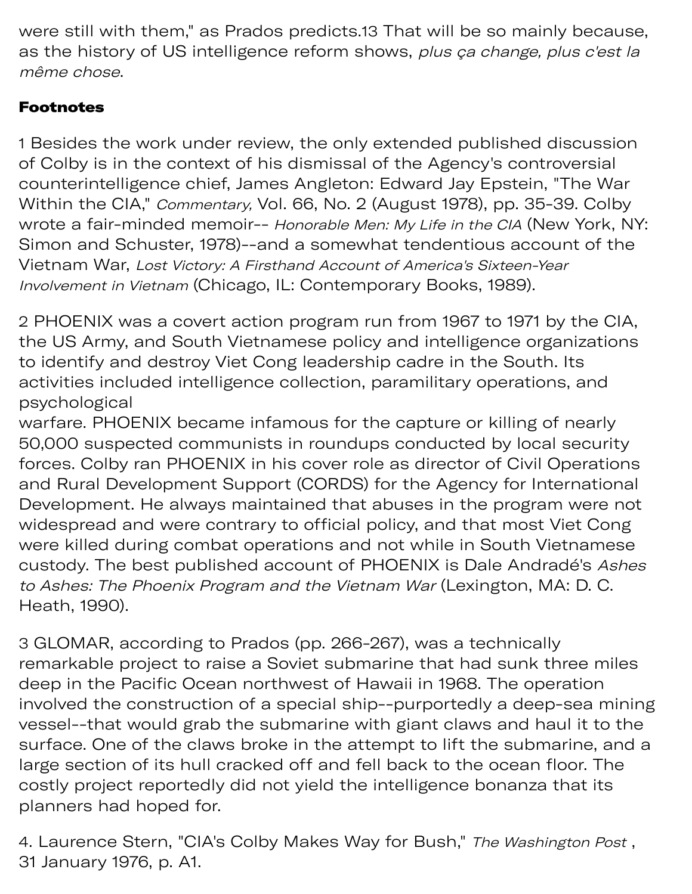were still with them," as Prados predicts.[13] That will be so mainly because, as the history of US intelligence reform shows, *plus ça change, plus c'est la même chose*.

## Footnotes

1 Besides the work under review, the only extended published discussion of Colby is in the context of his dismissal of the Agency's controversial counterintelligence chief, James Angleton: Edward Jay Epstein, "The War Within the CIA," *Commentary,* Vol. 66, No. 2 (August 1978), pp. 35-39. Colby wrote a fair-minded memoir-- *Honorable Men: My Life in the CIA* (New York, NY: Simon and Schuster, 1978)--and a somewhat tendentious account of the Vietnam War, *Lost Victory: A Firsthand Account of America's Sixteen-Year Involvement in Vietnam* (Chicago, IL: Contemporary Books, 1989).

2 PHOENIX was a covert action program run from 1967 to 1971 by the CIA, the US Army, and South Vietnamese policy and intelligence organizations to identify and destroy Viet Cong leadership cadre in the South. Its activities included intelligence collection, paramilitary operations, and psychological warfare. PHOENIX became infamous for the capture or killing of nearly 50,000 suspected communists in roundups conducted by local security forces. Colby ran PHOENIX in his cover role as director of Civil Operations and Rural Development Support (CORDS) for the Agency for International Development. He always maintained that abuses in the program were not widespread and were contrary to official policy, and that most Viet Cong were killed during combat operations and not while in South Vietnamese custody. The best published account of PHOENIX is Dale Andradé's *Ashes to Ashes: The Phoenix Program and the Vietnam War* (Lexington, MA: D. C. Heath, 1990).

3 GLOMAR, according to Prados (pp. 266-267), was a technically remarkable project to raise a Soviet submarine that had sunk three miles deep in the Pacific Ocean northwest of Hawaii in 1968. The operation involved the construction of a special ship--purportedly a deep-sea mining vessel--that would grab the submarine with giant claws and haul it to the surface. One of the claws broke in the attempt to lift the submarine, and a large section of its hull cracked off and fell back to the ocean floor. The costly project reportedly did not yield the intelligence bonanza that its planners had hoped for.

4. Laurence Stern, "CIA's Colby Makes Way for Bush," *The Washington Post* , 31 January 1976, p. A1.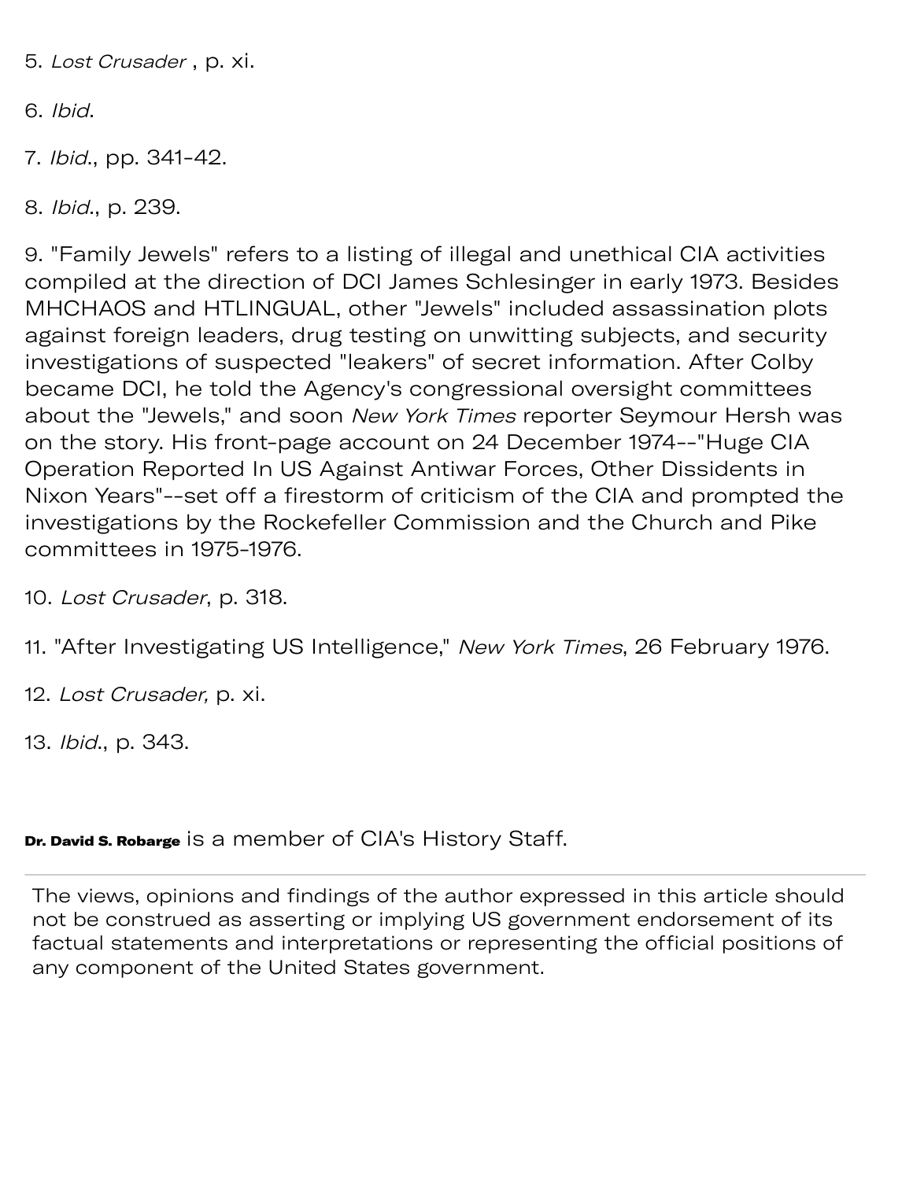5. *Lost Crusader* , p. xi.

6. *Ibid*.

7. *Ibid*., pp. 341-42.

8. *Ibid*., p. 239.

9. "Family Jewels" refers to a listing of illegal and unethical CIA activities compiled at the direction of DCI James Schlesinger in early 1973. Besides MHCHAOS and HTLINGUAL, other "Jewels" included assassination plots against foreign leaders, drug testing on unwitting subjects, and security investigations of suspected "leakers" of secret information. After Colby became DCI, he told the Agency's congressional oversight committees about the "Jewels," and soon *New York Times* reporter Seymour Hersh was on the story. His front-page account on 24 December 1974--"Huge CIA Operation Reported In US Against Antiwar Forces, Other Dissidents in Nixon Years"--set off a firestorm of criticism of the CIA and prompted the investigations by the Rockefeller Commission and the Church and Pike committees in 1975-1976.

10. *Lost Crusader*, p. 318.

11. "After Investigating US Intelligence," *New York Times*, 26 February 1976.

12. *Lost Crusader,* p. xi.

13. *Ibid*., p. 343.

**Dr. David S. Robarge** is a member of CIA's History Staff.

---

The views, opinions and findings of the author expressed in this article should not be construed as asserting or implying US government endorsement of its factual statements and interpretations or representing the official positions of any component of the United States government.